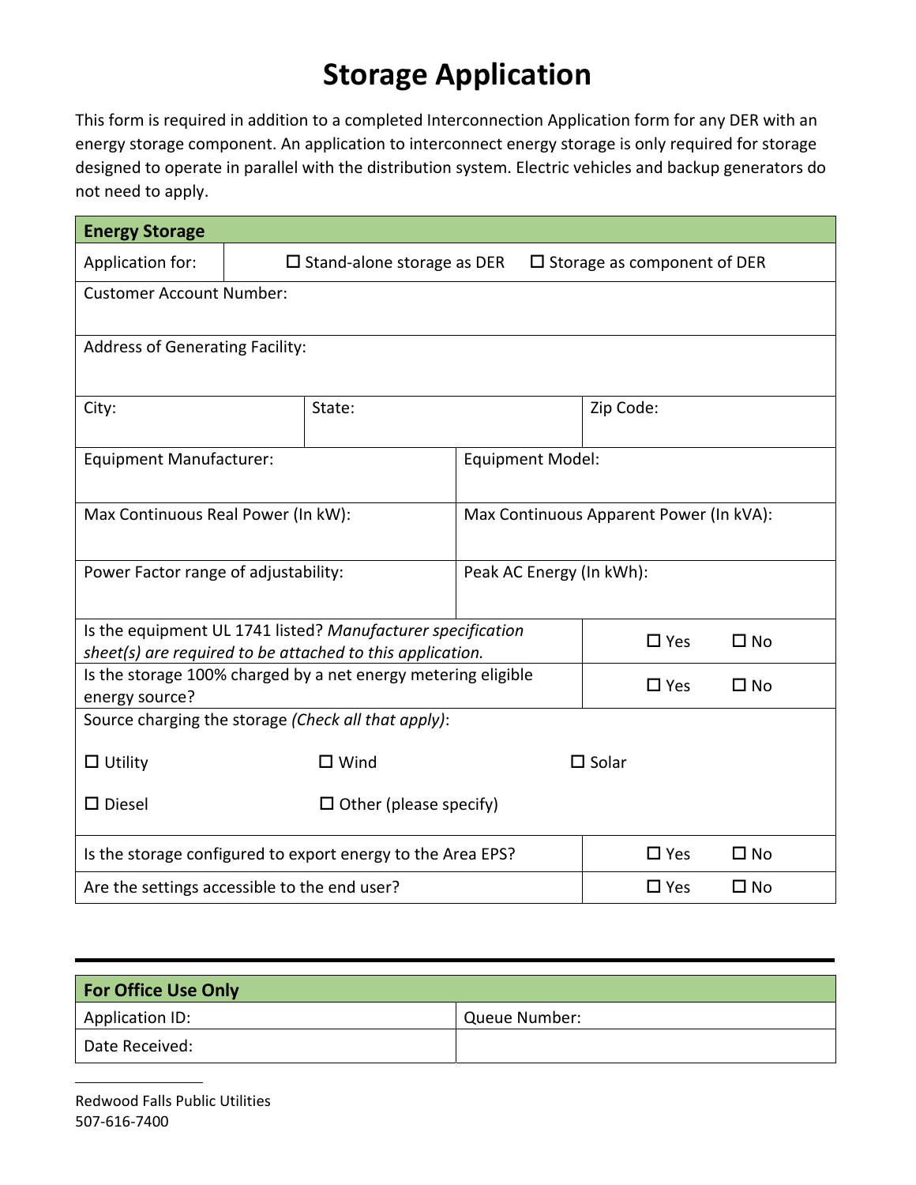# Storage Application

This form is required in addition to a completed Interconnection Application form for any DER with an energy storage component. An application to interconnect energy storage is only required for storage designed to operate in parallel with the distribution system. Electric vehicles and backup generators do not need to apply.

| **Energy Storage** | | |
|---|---|---|
| Application for: | ☐ Stand-alone storage as DER | ☐ Storage as component of DER |
| Customer Account Number: | | |
| Address of Generating Facility: | | |
| City: | State: | Zip Code: |
| Equipment Manufacturer: | Equipment Model: | |
| Max Continuous Real Power (In kW): | Max Continuous Apparent Power (In kVA): | |
| Power Factor range of adjustability: | Peak AC Energy (In kWh): | |
| Is the equipment UL 1741 listed? *Manufacturer specification sheet(s) are required to be attached to this application.* | ☐ Yes | ☐ No |
| Is the storage 100% charged by a net energy metering eligible energy source? | ☐ Yes | ☐ No |
| Source charging the storage *(Check all that apply)*: | | |
| ☐ Utility | ☐ Wind | ☐ Solar |
| ☐ Diesel | ☐ Other (please specify) | |
| Is the storage configured to export energy to the Area EPS? | ☐ Yes | ☐ No |
| Are the settings accessible to the end user? | ☐ Yes | ☐ No |

| **For Office Use Only** | |
|---|---|
| Application ID: | Queue Number: |
| Date Received: | |

Redwood Falls Public Utilities
507-616-7400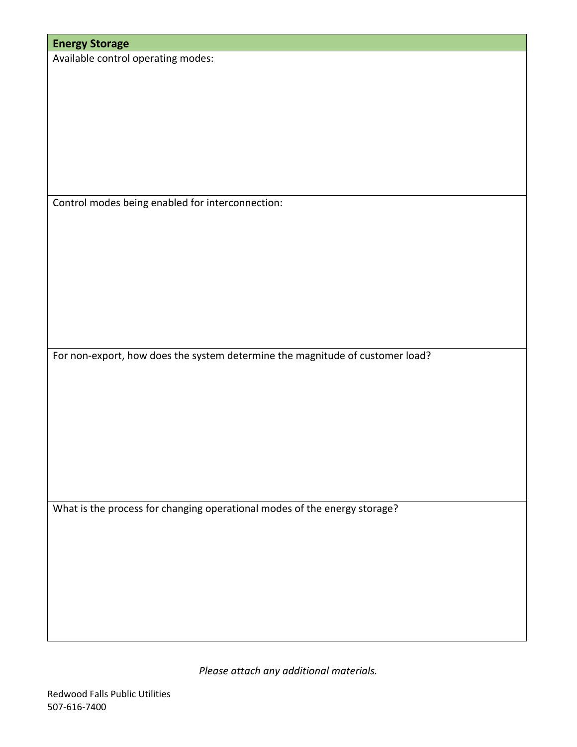| **Energy Storage** |
| --- |
| Available control operating modes: |
| Control modes being enabled for interconnection: |
| For non-export, how does the system determine the magnitude of customer load? |
| What is the process for changing operational modes of the energy storage? |

*Please attach any additional materials.*

Redwood Falls Public Utilities
507-616-7400